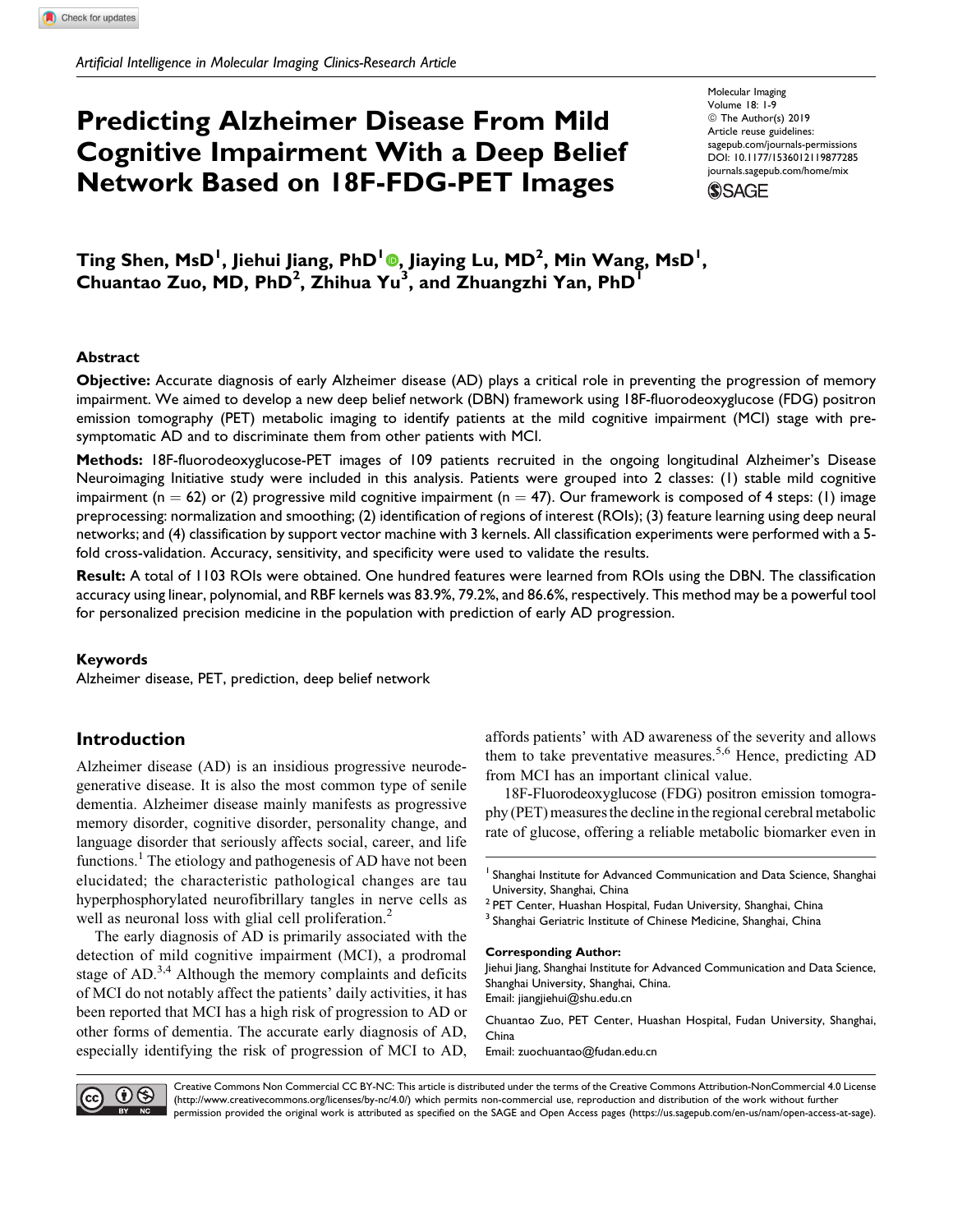*Artificial Intelligence in Molecular Imaging Clinics-Research Article*

Molecular Imaging
Volume 18: 1-9
© The Author(s) 2019
Article reuse guidelines:
sagepub.com/journals-permissions
DOI: 10.1177/1536012119877285
journals.sagepub.com/home/mix

# Predicting Alzheimer Disease From Mild Cognitive Impairment With a Deep Belief Network Based on 18F-FDG-PET Images

**Ting Shen, MsD[1], Jiehui Jiang, PhD[1], Jiaying Lu, MD[2], Min Wang, MsD[1], Chuantao Zuo, MD, PhD[2], Zhihua Yu[3], and Zhuangzhi Yan, PhD[1]**

## Abstract

**Objective:** Accurate diagnosis of early Alzheimer disease (AD) plays a critical role in preventing the progression of memory impairment. We aimed to develop a new deep belief network (DBN) framework using 18F-fluorodeoxyglucose (FDG) positron emission tomography (PET) metabolic imaging to identify patients at the mild cognitive impairment (MCI) stage with presymptomatic AD and to discriminate them from other patients with MCI.

**Methods:** 18F-fluorodeoxyglucose-PET images of 109 patients recruited in the ongoing longitudinal Alzheimer's Disease Neuroimaging Initiative study were included in this analysis. Patients were grouped into 2 classes: (1) stable mild cognitive impairment ($n = 62$) or (2) progressive mild cognitive impairment ($n = 47$). Our framework is composed of 4 steps: (1) image preprocessing: normalization and smoothing; (2) identification of regions of interest (ROIs); (3) feature learning using deep neural networks; and (4) classification by support vector machine with 3 kernels. All classification experiments were performed with a 5-fold cross-validation. Accuracy, sensitivity, and specificity were used to validate the results.

**Result:** A total of 1103 ROIs were obtained. One hundred features were learned from ROIs using the DBN. The classification accuracy using linear, polynomial, and RBF kernels was 83.9%, 79.2%, and 86.6%, respectively. This method may be a powerful tool for personalized precision medicine in the population with prediction of early AD progression.

### Keywords

Alzheimer disease, PET, prediction, deep belief network

## Introduction

Alzheimer disease (AD) is an insidious progressive neurodegenerative disease. It is also the most common type of senile dementia. Alzheimer disease mainly manifests as progressive memory disorder, cognitive disorder, personality change, and language disorder that seriously affects social, career, and life functions.[1] The etiology and pathogenesis of AD have not been elucidated; the characteristic pathological changes are tau hyperphosphorylated neurofibrillary tangles in nerve cells as well as neuronal loss with glial cell proliferation.[2]

The early diagnosis of AD is primarily associated with the detection of mild cognitive impairment (MCI), a prodromal stage of AD.[3,4] Although the memory complaints and deficits of MCI do not notably affect the patients' daily activities, it has been reported that MCI has a high risk of progression to AD or other forms of dementia. The accurate early diagnosis of AD, especially identifying the risk of progression of MCI to AD, affords patients' with AD awareness of the severity and allows them to take preventative measures.[5,6] Hence, predicting AD from MCI has an important clinical value.

18F-Fluorodeoxyglucose (FDG) positron emission tomography (PET) measures the decline in the regional cerebral metabolic rate of glucose, offering a reliable metabolic biomarker even in

[1] Shanghai Institute for Advanced Communication and Data Science, Shanghai University, Shanghai, China
[2] PET Center, Huashan Hospital, Fudan University, Shanghai, China
[3] Shanghai Geriatric Institute of Chinese Medicine, Shanghai, China

**Corresponding Author:**
Jiehui Jiang, Shanghai Institute for Advanced Communication and Data Science, Shanghai University, Shanghai, China.
Email: jiangjiehui@shu.edu.cn

Chuantao Zuo, PET Center, Huashan Hospital, Fudan University, Shanghai, China
Email: zuochuantao@fudan.edu.cn

Creative Commons Non Commercial CC BY-NC: This article is distributed under the terms of the Creative Commons Attribution-NonCommercial 4.0 License (http://www.creativecommons.org/licenses/by-nc/4.0/) which permits non-commercial use, reproduction and distribution of the work without further permission provided the original work is attributed as specified on the SAGE and Open Access pages (https://us.sagepub.com/en-us/nam/open-access-at-sage).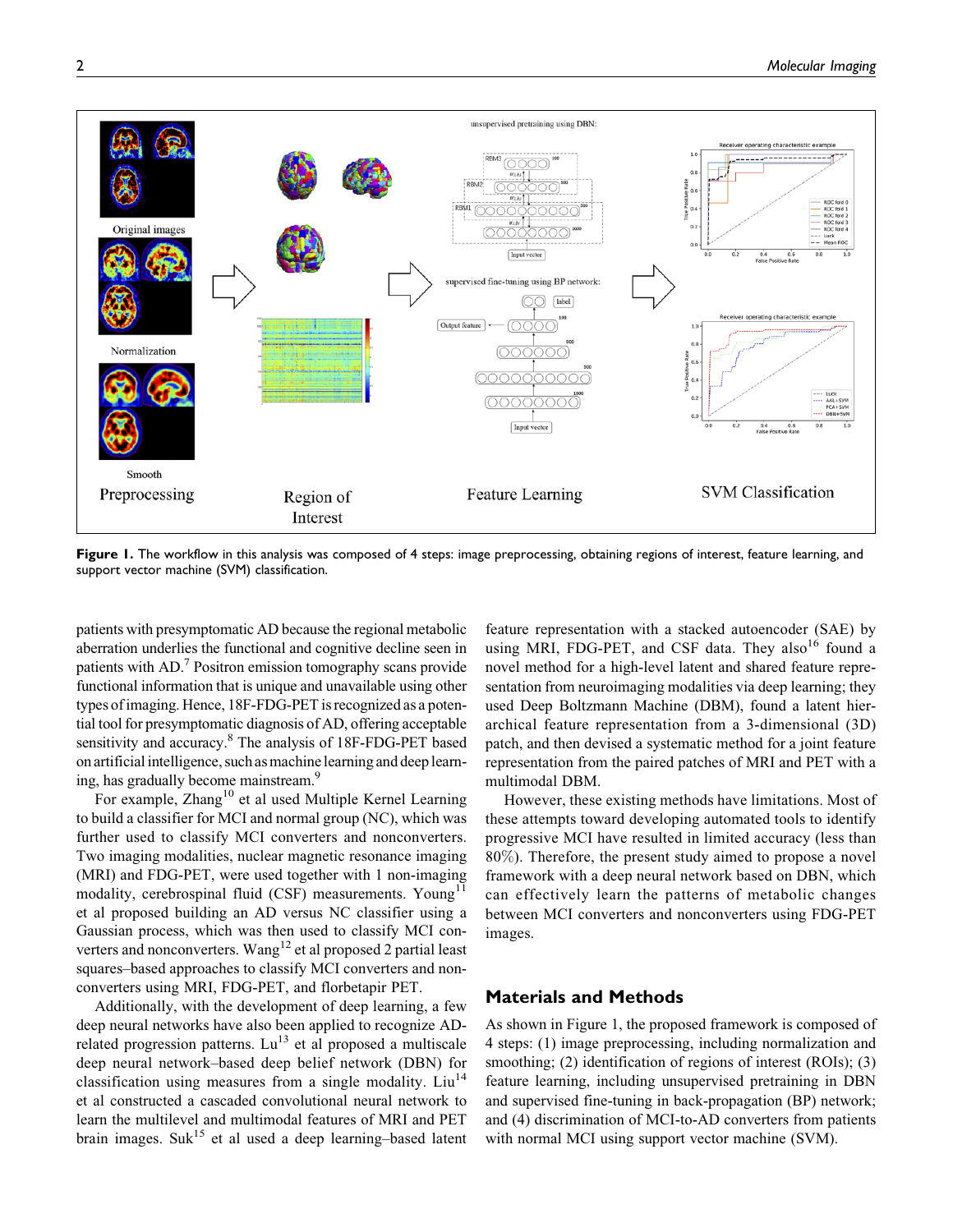Figure 1. The workflow in this analysis was composed of 4 steps: image preprocessing, obtaining regions of interest, feature learning, and support vector machine (SVM) classification.

patients with presymptomatic AD because the regional metabolic aberration underlies the functional and cognitive decline seen in patients with AD.[7] Positron emission tomography scans provide functional information that is unique and unavailable using other types of imaging. Hence, 18F-FDG-PET is recognized as a potential tool for presymptomatic diagnosis of AD, offering acceptable sensitivity and accuracy.[8] The analysis of 18F-FDG-PET based on artificial intelligence, such as machine learning and deep learning, has gradually become mainstream.[9]

For example, Zhang[10] et al used Multiple Kernel Learning to build a classifier for MCI and normal group (NC), which was further used to classify MCI converters and nonconverters. Two imaging modalities, nuclear magnetic resonance imaging (MRI) and FDG-PET, were used together with 1 non-imaging modality, cerebrospinal fluid (CSF) measurements. Young[11] et al proposed building an AD versus NC classifier using a Gaussian process, which was then used to classify MCI converters and nonconverters. Wang[12] et al proposed 2 partial least squares–based approaches to classify MCI converters and nonconverters using MRI, FDG-PET, and florbetapir PET.

Additionally, with the development of deep learning, a few deep neural networks have also been applied to recognize AD-related progression patterns. Lu[13] et al proposed a multiscale deep neural network–based deep belief network (DBN) for classification using measures from a single modality. Liu[14] et al constructed a cascaded convolutional neural network to learn the multilevel and multimodal features of MRI and PET brain images. Suk[15] et al used a deep learning–based latent feature representation with a stacked autoencoder (SAE) by using MRI, FDG-PET, and CSF data. They also[16] found a novel method for a high-level latent and shared feature representation from neuroimaging modalities via deep learning; they used Deep Boltzmann Machine (DBM), found a latent hierarchical feature representation from a 3-dimensional (3D) patch, and then devised a systematic method for a joint feature representation from the paired patches of MRI and PET with a multimodal DBM.

However, these existing methods have limitations. Most of these attempts toward developing automated tools to identify progressive MCI have resulted in limited accuracy (less than 80%). Therefore, the present study aimed to propose a novel framework with a deep neural network based on DBN, which can effectively learn the patterns of metabolic changes between MCI converters and nonconverters using FDG-PET images.

## Materials and Methods

As shown in Figure 1, the proposed framework is composed of 4 steps: (1) image preprocessing, including normalization and smoothing; (2) identification of regions of interest (ROIs); (3) feature learning, including unsupervised pretraining in DBN and supervised fine-tuning in back-propagation (BP) network; and (4) discrimination of MCI-to-AD converters from patients with normal MCI using support vector machine (SVM).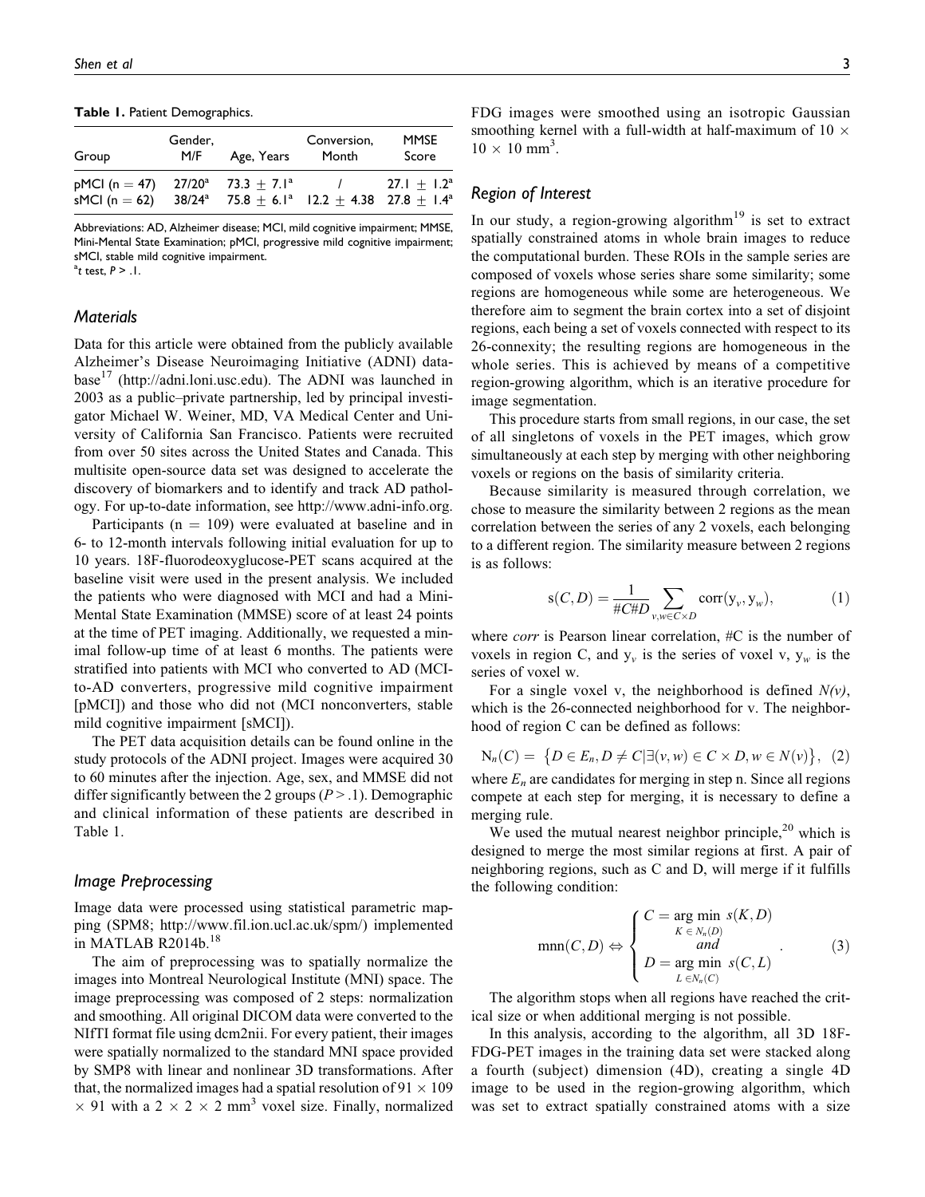**Table 1.** Patient Demographics.

| Group | Gender, M/F | Age, Years | Conversion, Month | MMSE Score |
|---|---|---|---|---|
| pMCI (n = 47) | 27/20[a] | 73.3 ± 7.1[a] | / | 27.1 ± 1.2[a] |
| sMCI (n = 62) | 38/24[a] | 75.8 ± 6.1[a] | 12.2 ± 4.38 | 27.8 ± 1.4[a] |

Abbreviations: AD, Alzheimer disease; MCI, mild cognitive impairment; MMSE, Mini-Mental State Examination; pMCI, progressive mild cognitive impairment; sMCI, stable mild cognitive impairment.
[a]t test, $P > .1$.

### Materials

Data for this article were obtained from the publicly available Alzheimer's Disease Neuroimaging Initiative (ADNI) database[17] (http://adni.loni.usc.edu). The ADNI was launched in 2003 as a public–private partnership, led by principal investigator Michael W. Weiner, MD, VA Medical Center and University of California San Francisco. Patients were recruited from over 50 sites across the United States and Canada. This multisite open-source data set was designed to accelerate the discovery of biomarkers and to identify and track AD pathology. For up-to-date information, see http://www.adni-info.org.

Participants (n = 109) were evaluated at baseline and in 6- to 12-month intervals following initial evaluation for up to 10 years. 18F-fluorodeoxyglucose-PET scans acquired at the baseline visit were used in the present analysis. We included the patients who were diagnosed with MCI and had a Mini-Mental State Examination (MMSE) score of at least 24 points at the time of PET imaging. Additionally, we requested a minimal follow-up time of at least 6 months. The patients were stratified into patients with MCI who converted to AD (MCI-to-AD converters, progressive mild cognitive impairment [pMCI]) and those who did not (MCI nonconverters, stable mild cognitive impairment [sMCI]).

The PET data acquisition details can be found online in the study protocols of the ADNI project. Images were acquired 30 to 60 minutes after the injection. Age, sex, and MMSE did not differ significantly between the 2 groups ($P > .1$). Demographic and clinical information of these patients are described in Table 1.

### Image Preprocessing

Image data were processed using statistical parametric mapping (SPM8; http://www.fil.ion.ucl.ac.uk/spm/) implemented in MATLAB R2014b.[18]

The aim of preprocessing was to spatially normalize the images into Montreal Neurological Institute (MNI) space. The image preprocessing was composed of 2 steps: normalization and smoothing. All original DICOM data were converted to the NIfTI format file using dcm2nii. For every patient, their images were spatially normalized to the standard MNI space provided by SMP8 with linear and nonlinear 3D transformations. After that, the normalized images had a spatial resolution of $91 \times 109 \times 91$ with a $2 \times 2 \times 2$ mm$^3$ voxel size. Finally, normalized FDG images were smoothed using an isotropic Gaussian smoothing kernel with a full-width at half-maximum of $10 \times 10 \times 10$ mm$^3$.

### Region of Interest

In our study, a region-growing algorithm[19] is set to extract spatially constrained atoms in whole brain images to reduce the computational burden. These ROIs in the sample series are composed of voxels whose series share some similarity; some regions are homogeneous while some are heterogeneous. We therefore aim to segment the brain cortex into a set of disjoint regions, each being a set of voxels connected with respect to its 26-connexity; the resulting regions are homogeneous in the whole series. This is achieved by means of a competitive region-growing algorithm, which is an iterative procedure for image segmentation.

This procedure starts from small regions, in our case, the set of all singletons of voxels in the PET images, which grow simultaneously at each step by merging with other neighboring voxels or regions on the basis of similarity criteria.

Because similarity is measured through correlation, we chose to measure the similarity between 2 regions as the mean correlation between the series of any 2 voxels, each belonging to a different region. The similarity measure between 2 regions is as follows:

$$\mathrm{s}(C,D) = \frac{1}{\#C\#D} \sum_{v,w \in C \times D} \mathrm{corr}(\mathrm{y}_v, \mathrm{y}_w), \tag{1}$$

where *corr* is Pearson linear correlation, #C is the number of voxels in region C, and $y_v$ is the series of voxel v, $y_w$ is the series of voxel w.

For a single voxel v, the neighborhood is defined $N(v)$, which is the 26-connected neighborhood for v. The neighborhood of region C can be defined as follows:

$$\mathrm{N}_n(C) = \{D \in E_n, D \neq C | \exists (v,w) \in C \times D, w \in N(v)\}, \tag{2}$$

where $E_n$ are candidates for merging in step n. Since all regions compete at each step for merging, it is necessary to define a merging rule.

We used the mutual nearest neighbor principle,[20] which is designed to merge the most similar regions at first. A pair of neighboring regions, such as C and D, will merge if it fulfills the following condition:

$$\mathrm{mnn}(C,D) \Leftrightarrow \begin{cases} C = \underset{K \in N_n(D)}{\arg\min}\ s(K,D) \\ \quad and \\ D = \underset{L \in N_n(C)}{\arg\min}\ s(C,L) \end{cases}. \tag{3}$$

The algorithm stops when all regions have reached the critical size or when additional merging is not possible.

In this analysis, according to the algorithm, all 3D 18F-FDG-PET images in the training data set were stacked along a fourth (subject) dimension (4D), creating a single 4D image to be used in the region-growing algorithm, which was set to extract spatially constrained atoms with a size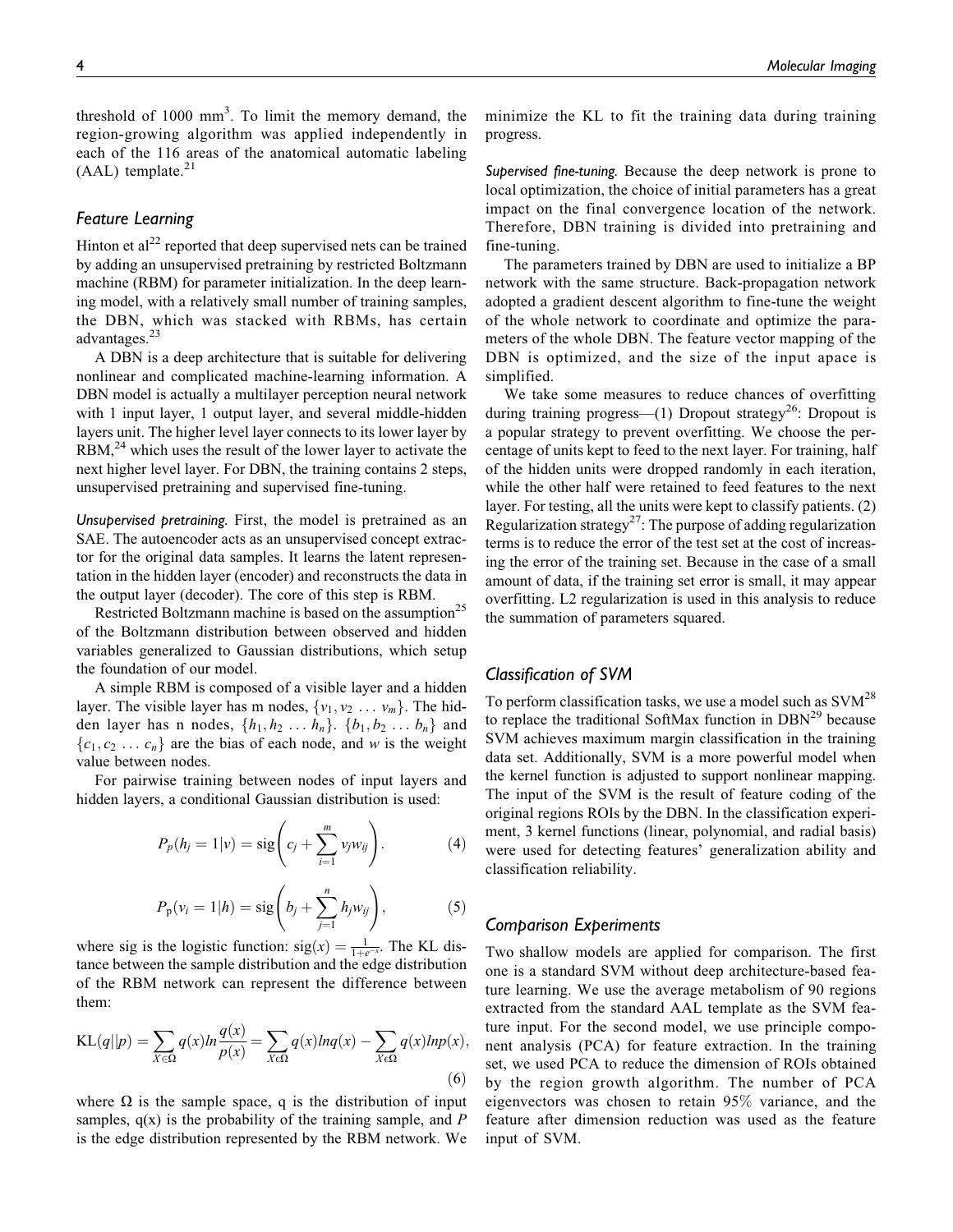threshold of 1000 mm$^3$. To limit the memory demand, the region-growing algorithm was applied independently in each of the 116 areas of the anatomical automatic labeling (AAL) template.[21]

## Feature Learning

Hinton et al[22] reported that deep supervised nets can be trained by adding an unsupervised pretraining by restricted Boltzmann machine (RBM) for parameter initialization. In the deep learning model, with a relatively small number of training samples, the DBN, which was stacked with RBMs, has certain advantages.[23]

A DBN is a deep architecture that is suitable for delivering nonlinear and complicated machine-learning information. A DBN model is actually a multilayer perception neural network with 1 input layer, 1 output layer, and several middle-hidden layers unit. The higher level layer connects to its lower layer by RBM,[24] which uses the result of the lower layer to activate the next higher level layer. For DBN, the training contains 2 steps, unsupervised pretraining and supervised fine-tuning.

*Unsupervised pretraining.* First, the model is pretrained as an SAE. The autoencoder acts as an unsupervised concept extractor for the original data samples. It learns the latent representation in the hidden layer (encoder) and reconstructs the data in the output layer (decoder). The core of this step is RBM.

Restricted Boltzmann machine is based on the assumption[25] of the Boltzmann distribution between observed and hidden variables generalized to Gaussian distributions, which setup the foundation of our model.

A simple RBM is composed of a visible layer and a hidden layer. The visible layer has m nodes, $\{v_1, v_2 \ldots v_m\}$. The hidden layer has n nodes, $\{h_1, h_2 \ldots h_n\}$. $\{b_1, b_2 \ldots b_n\}$ and $\{c_1, c_2 \ldots c_n\}$ are the bias of each node, and $w$ is the weight value between nodes.

For pairwise training between nodes of input layers and hidden layers, a conditional Gaussian distribution is used:

$$P_p(h_j = 1|v) = \mathrm{sig}\left(c_j + \sum_{i=1}^{m} v_j w_{ij}\right). \tag{4}$$

$$P_p(v_i = 1|h) = \mathrm{sig}\left(b_j + \sum_{j=1}^{n} h_j w_{ij}\right), \tag{5}$$

where sig is the logistic function: $\mathrm{sig}(x) = \frac{1}{1+e^{-x}}$. The KL distance between the sample distribution and the edge distribution of the RBM network can represent the difference between them:

$$\mathrm{KL}(q||p) = \sum_{X\in\Omega} q(x) ln \frac{q(x)}{p(x)} = \sum_{X\epsilon\Omega} q(x) lnq(x) - \sum_{X\epsilon\Omega} q(x) lnp(x), \tag{6}$$

where $\Omega$ is the sample space, q is the distribution of input samples, q(x) is the probability of the training sample, and $P$ is the edge distribution represented by the RBM network. We minimize the KL to fit the training data during training progress.

*Supervised fine-tuning.* Because the deep network is prone to local optimization, the choice of initial parameters has a great impact on the final convergence location of the network. Therefore, DBN training is divided into pretraining and fine-tuning.

The parameters trained by DBN are used to initialize a BP network with the same structure. Back-propagation network adopted a gradient descent algorithm to fine-tune the weight of the whole network to coordinate and optimize the parameters of the whole DBN. The feature vector mapping of the DBN is optimized, and the size of the input apace is simplified.

We take some measures to reduce chances of overfitting during training progress—(1) Dropout strategy[26]: Dropout is a popular strategy to prevent overfitting. We choose the percentage of units kept to feed to the next layer. For training, half of the hidden units were dropped randomly in each iteration, while the other half were retained to feed features to the next layer. For testing, all the units were kept to classify patients. (2) Regularization strategy[27]: The purpose of adding regularization terms is to reduce the error of the test set at the cost of increasing the error of the training set. Because in the case of a small amount of data, if the training set error is small, it may appear overfitting. L2 regularization is used in this analysis to reduce the summation of parameters squared.

## Classification of SVM

To perform classification tasks, we use a model such as SVM[28] to replace the traditional SoftMax function in DBN[29] because SVM achieves maximum margin classification in the training data set. Additionally, SVM is a more powerful model when the kernel function is adjusted to support nonlinear mapping. The input of the SVM is the result of feature coding of the original regions ROIs by the DBN. In the classification experiment, 3 kernel functions (linear, polynomial, and radial basis) were used for detecting features' generalization ability and classification reliability.

## Comparison Experiments

Two shallow models are applied for comparison. The first one is a standard SVM without deep architecture-based feature learning. We use the average metabolism of 90 regions extracted from the standard AAL template as the SVM feature input. For the second model, we use principle component analysis (PCA) for feature extraction. In the training set, we used PCA to reduce the dimension of ROIs obtained by the region growth algorithm. The number of PCA eigenvectors was chosen to retain 95% variance, and the feature after dimension reduction was used as the feature input of SVM.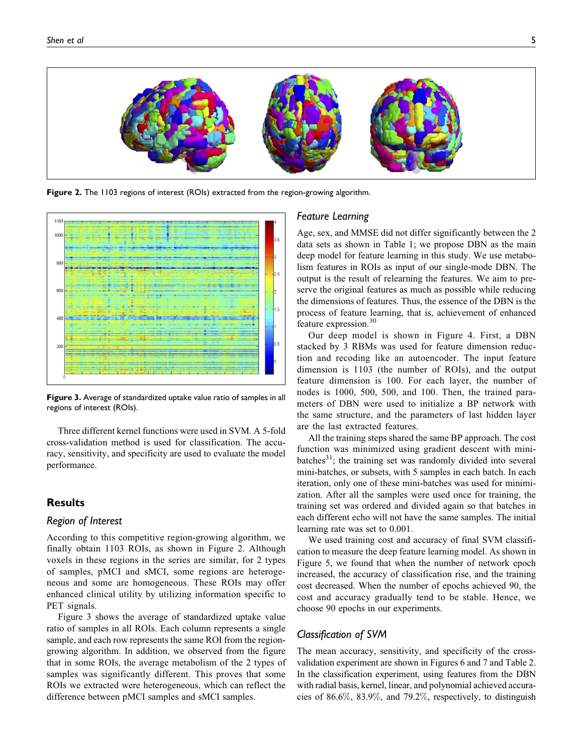Figure 2. The 1103 regions of interest (ROIs) extracted from the region-growing algorithm.

Figure 3. Average of standardized uptake value ratio of samples in all regions of interest (ROIs).

Three different kernel functions were used in SVM. A 5-fold cross-validation method is used for classification. The accuracy, sensitivity, and specificity are used to evaluate the model performance.

## Results

### Region of Interest

According to this competitive region-growing algorithm, we finally obtain 1103 ROIs, as shown in Figure 2. Although voxels in these regions in the series are similar, for 2 types of samples, pMCI and sMCI, some regions are heterogeneous and some are homogeneous. These ROIs may offer enhanced clinical utility by utilizing information specific to PET signals.

Figure 3 shows the average of standardized uptake value ratio of samples in all ROIs. Each column represents a single sample, and each row represents the same ROI from the region-growing algorithm. In addition, we observed from the figure that in some ROIs, the average metabolism of the 2 types of samples was significantly different. This proves that some ROIs we extracted were heterogeneous, which can reflect the difference between pMCI samples and sMCI samples.

### Feature Learning

Age, sex, and MMSE did not differ significantly between the 2 data sets as shown in Table 1; we propose DBN as the main deep model for feature learning in this study. We use metabolism features in ROIs as input of our single-mode DBN. The output is the result of relearning the features. We aim to preserve the original features as much as possible while reducing the dimensions of features. Thus, the essence of the DBN is the process of feature learning, that is, achievement of enhanced feature expression.[30]

Our deep model is shown in Figure 4. First, a DBN stacked by 3 RBMs was used for feature dimension reduction and recoding like an autoencoder. The input feature dimension is 1103 (the number of ROIs), and the output feature dimension is 100. For each layer, the number of nodes is 1000, 500, 500, and 100. Then, the trained parameters of DBN were used to initialize a BP network with the same structure, and the parameters of last hidden layer are the last extracted features.

All the training steps shared the same BP approach. The cost function was minimized using gradient descent with mini-batches[31]; the training set was randomly divided into several mini-batches, or subsets, with 5 samples in each batch. In each iteration, only one of these mini-batches was used for minimization. After all the samples were used once for training, the training set was ordered and divided again so that batches in each different echo will not have the same samples. The initial learning rate was set to 0.001.

We used training cost and accuracy of final SVM classification to measure the deep feature learning model. As shown in Figure 5, we found that when the number of network epoch increased, the accuracy of classification rise, and the training cost decreased. When the number of epochs achieved 90, the cost and accuracy gradually tend to be stable. Hence, we choose 90 epochs in our experiments.

### Classification of SVM

The mean accuracy, sensitivity, and specificity of the cross-validation experiment are shown in Figures 6 and 7 and Table 2. In the classification experiment, using features from the DBN with radial basis, kernel, linear, and polynomial achieved accuracies of 86.6%, 83.9%, and 79.2%, respectively, to distinguish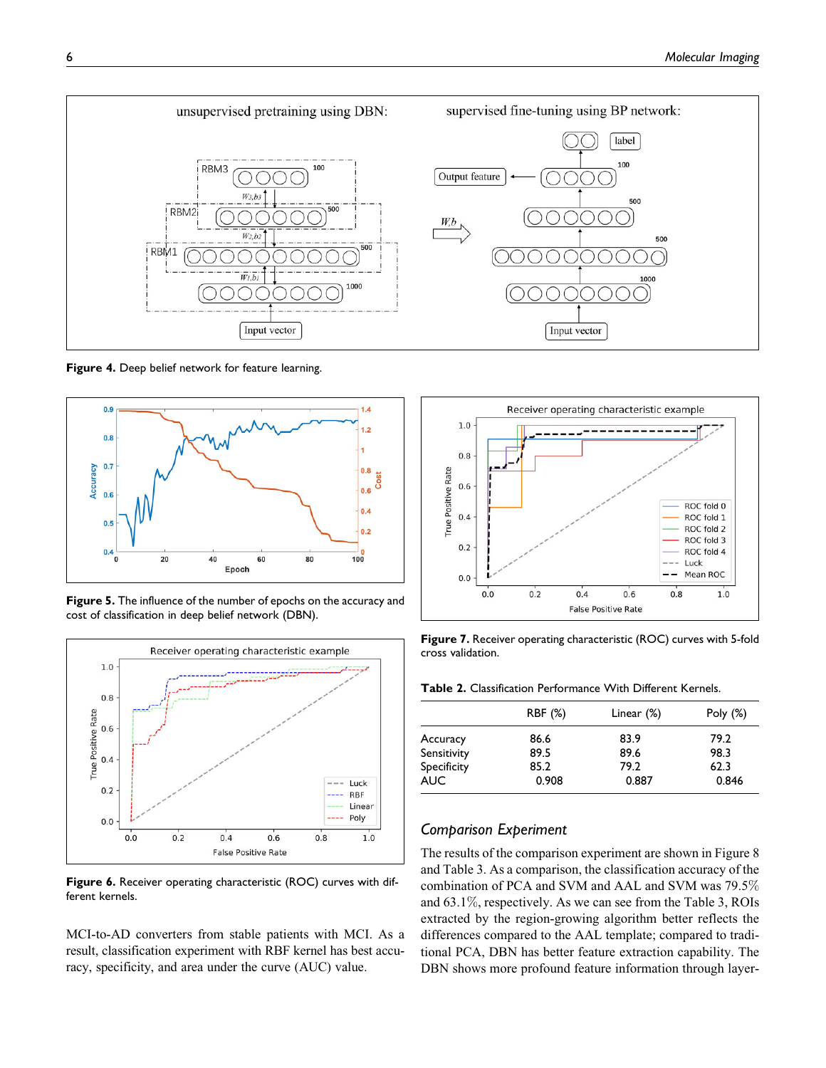**Figure 4.** Deep belief network for feature learning.

**Figure 5.** The influence of the number of epochs on the accuracy and cost of classification in deep belief network (DBN).

**Figure 6.** Receiver operating characteristic (ROC) curves with different kernels.

MCI-to-AD converters from stable patients with MCI. As a result, classification experiment with RBF kernel has best accuracy, specificity, and area under the curve (AUC) value.

**Figure 7.** Receiver operating characteristic (ROC) curves with 5-fold cross validation.

**Table 2.** Classification Performance With Different Kernels.

| | RBF (%) | Linear (%) | Poly (%) |
|---|---|---|---|
| Accuracy | 86.6 | 83.9 | 79.2 |
| Sensitivity | 89.5 | 89.6 | 98.3 |
| Specificity | 85.2 | 79.2 | 62.3 |
| AUC | 0.908 | 0.887 | 0.846 |

## *Comparison Experiment*

The results of the comparison experiment are shown in Figure 8 and Table 3. As a comparison, the classification accuracy of the combination of PCA and SVM and AAL and SVM was 79.5% and 63.1%, respectively. As we can see from the Table 3, ROIs extracted by the region-growing algorithm better reflects the differences compared to the AAL template; compared to traditional PCA, DBN has better feature extraction capability. The DBN shows more profound feature information through layer-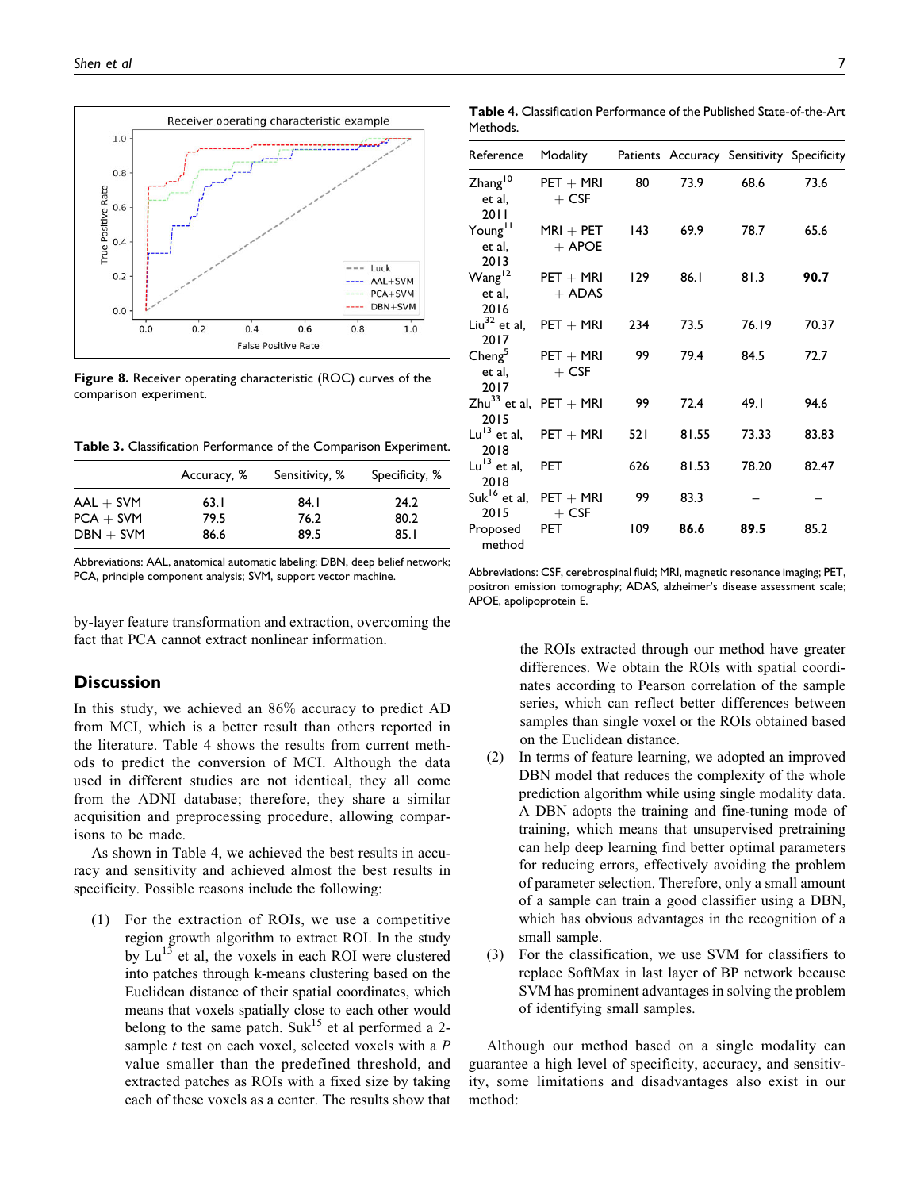Figure 8. Receiver operating characteristic (ROC) curves of the comparison experiment.

Table 3. Classification Performance of the Comparison Experiment.

| | Accuracy, % | Sensitivity, % | Specificity, % |
|---|---|---|---|
| AAL + SVM | 63.1 | 84.1 | 24.2 |
| PCA + SVM | 79.5 | 76.2 | 80.2 |
| DBN + SVM | 86.6 | 89.5 | 85.1 |

Abbreviations: AAL, anatomical automatic labeling; DBN, deep belief network; PCA, principle component analysis; SVM, support vector machine.

by-layer feature transformation and extraction, overcoming the fact that PCA cannot extract nonlinear information.

## Discussion

In this study, we achieved an 86% accuracy to predict AD from MCI, which is a better result than others reported in the literature. Table 4 shows the results from current methods to predict the conversion of MCI. Although the data used in different studies are not identical, they all come from the ADNI database; therefore, they share a similar acquisition and preprocessing procedure, allowing comparisons to be made.

As shown in Table 4, we achieved the best results in accuracy and sensitivity and achieved almost the best results in specificity. Possible reasons include the following:

(1) For the extraction of ROIs, we use a competitive region growth algorithm to extract ROI. In the study by Lu[13] et al, the voxels in each ROI were clustered into patches through k-means clustering based on the Euclidean distance of their spatial coordinates, which means that voxels spatially close to each other would belong to the same patch. Suk[15] et al performed a 2-sample *t* test on each voxel, selected voxels with a *P* value smaller than the predefined threshold, and extracted patches as ROIs with a fixed size by taking each of these voxels as a center. The results show that the ROIs extracted through our method have greater differences. We obtain the ROIs with spatial coordinates according to Pearson correlation of the sample series, which can reflect better differences between samples than single voxel or the ROIs obtained based on the Euclidean distance.

(2) In terms of feature learning, we adopted an improved DBN model that reduces the complexity of the whole prediction algorithm while using single modality data. A DBN adopts the training and fine-tuning mode of training, which means that unsupervised pretraining can help deep learning find better optimal parameters for reducing errors, effectively avoiding the problem of parameter selection. Therefore, only a small amount of a sample can train a good classifier using a DBN, which has obvious advantages in the recognition of a small sample.

(3) For the classification, we use SVM for classifiers to replace SoftMax in last layer of BP network because SVM has prominent advantages in solving the problem of identifying small samples.

Table 4. Classification Performance of the Published State-of-the-Art Methods.

| Reference | Modality | Patients | Accuracy | Sensitivity | Specificity |
|---|---|---|---|---|---|
| Zhang[10] et al, 2011 | PET + MRI + CSF | 80 | 73.9 | 68.6 | 73.6 |
| Young[11] et al, 2013 | MRI + PET + APOE | 143 | 69.9 | 78.7 | 65.6 |
| Wang[12] et al, 2016 | PET + MRI + ADAS | 129 | 86.1 | 81.3 | **90.7** |
| Liu[32] et al, 2017 | PET + MRI | 234 | 73.5 | 76.19 | 70.37 |
| Cheng[5] et al, 2017 | PET + MRI + CSF | 99 | 79.4 | 84.5 | 72.7 |
| Zhu[33] et al, 2015 | PET + MRI | 99 | 72.4 | 49.1 | 94.6 |
| Lu[13] et al, 2018 | PET + MRI | 521 | 81.55 | 73.33 | 83.83 |
| Lu[13] et al, 2018 | PET | 626 | 81.53 | 78.20 | 82.47 |
| Suk[16] et al, 2015 | PET + MRI + CSF | 99 | 83.3 | – | – |
| Proposed method | PET | 109 | **86.6** | **89.5** | 85.2 |

Abbreviations: CSF, cerebrospinal fluid; MRI, magnetic resonance imaging; PET, positron emission tomography; ADAS, alzheimer's disease assessment scale; APOE, apolipoprotein E.

Although our method based on a single modality can guarantee a high level of specificity, accuracy, and sensitivity, some limitations and disadvantages also exist in our method: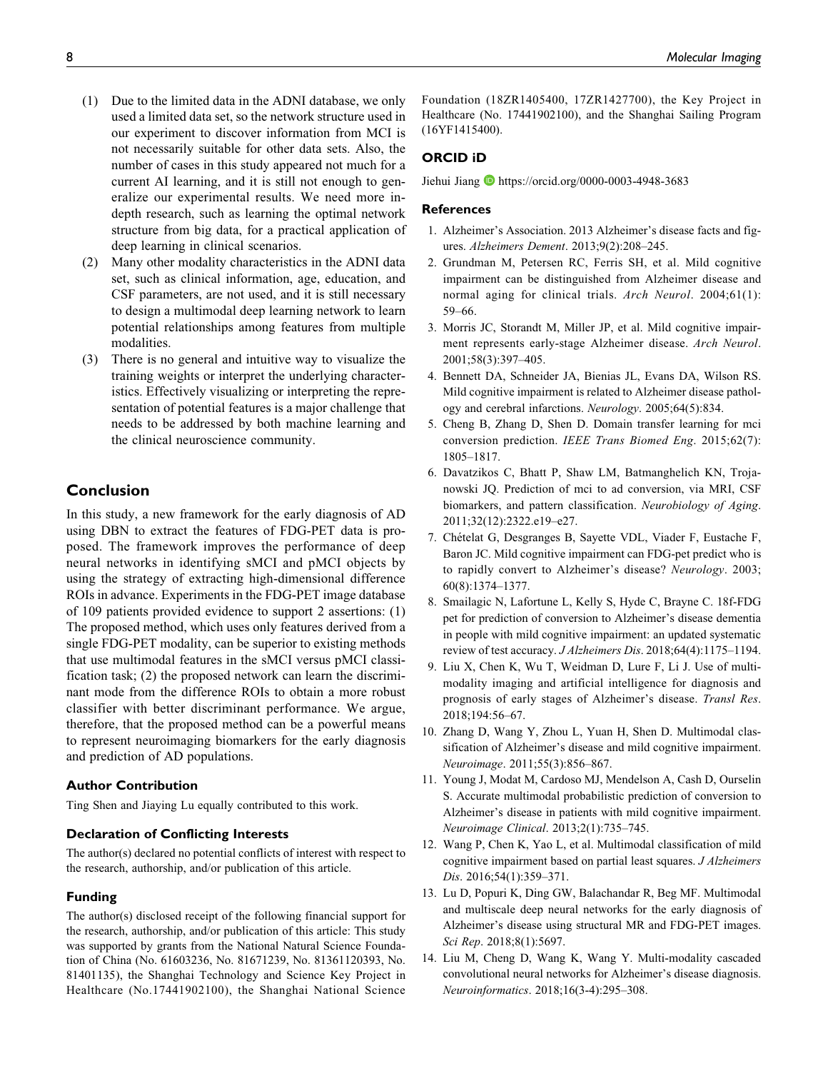(1) Due to the limited data in the ADNI database, we only used a limited data set, so the network structure used in our experiment to discover information from MCI is not necessarily suitable for other data sets. Also, the number of cases in this study appeared not much for a current AI learning, and it is still not enough to generalize our experimental results. We need more in-depth research, such as learning the optimal network structure from big data, for a practical application of deep learning in clinical scenarios.

(2) Many other modality characteristics in the ADNI data set, such as clinical information, age, education, and CSF parameters, are not used, and it is still necessary to design a multimodal deep learning network to learn potential relationships among features from multiple modalities.

(3) There is no general and intuitive way to visualize the training weights or interpret the underlying characteristics. Effectively visualizing or interpreting the representation of potential features is a major challenge that needs to be addressed by both machine learning and the clinical neuroscience community.

## Conclusion

In this study, a new framework for the early diagnosis of AD using DBN to extract the features of FDG-PET data is proposed. The framework improves the performance of deep neural networks in identifying sMCI and pMCI objects by using the strategy of extracting high-dimensional difference ROIs in advance. Experiments in the FDG-PET image database of 109 patients provided evidence to support 2 assertions: (1) The proposed method, which uses only features derived from a single FDG-PET modality, can be superior to existing methods that use multimodal features in the sMCI versus pMCI classification task; (2) the proposed network can learn the discriminant mode from the difference ROIs to obtain a more robust classifier with better discriminant performance. We argue, therefore, that the proposed method can be a powerful means to represent neuroimaging biomarkers for the early diagnosis and prediction of AD populations.

### Author Contribution

Ting Shen and Jiaying Lu equally contributed to this work.

### Declaration of Conflicting Interests

The author(s) declared no potential conflicts of interest with respect to the research, authorship, and/or publication of this article.

### Funding

The author(s) disclosed receipt of the following financial support for the research, authorship, and/or publication of this article: This study was supported by grants from the National Natural Science Foundation of China (No. 61603236, No. 81671239, No. 81361120393, No. 81401135), the Shanghai Technology and Science Key Project in Healthcare (No.17441902100), the Shanghai National Science Foundation (18ZR1405400, 17ZR1427700), the Key Project in Healthcare (No. 17441902100), and the Shanghai Sailing Program (16YF1415400).

### ORCID iD

Jiehui Jiang https://orcid.org/0000-0003-4948-3683

### References

1. Alzheimer's Association. 2013 Alzheimer's disease facts and figures. *Alzheimers Dement*. 2013;9(2):208–245.
2. Grundman M, Petersen RC, Ferris SH, et al. Mild cognitive impairment can be distinguished from Alzheimer disease and normal aging for clinical trials. *Arch Neurol*. 2004;61(1): 59–66.
3. Morris JC, Storandt M, Miller JP, et al. Mild cognitive impairment represents early-stage Alzheimer disease. *Arch Neurol*. 2001;58(3):397–405.
4. Bennett DA, Schneider JA, Bienias JL, Evans DA, Wilson RS. Mild cognitive impairment is related to Alzheimer disease pathology and cerebral infarctions. *Neurology*. 2005;64(5):834.
5. Cheng B, Zhang D, Shen D. Domain transfer learning for mci conversion prediction. *IEEE Trans Biomed Eng*. 2015;62(7): 1805–1817.
6. Davatzikos C, Bhatt P, Shaw LM, Batmanghelich KN, Trojanowski JQ. Prediction of mci to ad conversion, via MRI, CSF biomarkers, and pattern classification. *Neurobiology of Aging*. 2011;32(12):2322.e19–e27.
7. Chételat G, Desgranges B, Sayette VDL, Viader F, Eustache F, Baron JC. Mild cognitive impairment can FDG-pet predict who is to rapidly convert to Alzheimer's disease? *Neurology*. 2003; 60(8):1374–1377.
8. Smailagic N, Lafortune L, Kelly S, Hyde C, Brayne C. 18f-FDG pet for prediction of conversion to Alzheimer's disease dementia in people with mild cognitive impairment: an updated systematic review of test accuracy. *J Alzheimers Dis*. 2018;64(4):1175–1194.
9. Liu X, Chen K, Wu T, Weidman D, Lure F, Li J. Use of multimodality imaging and artificial intelligence for diagnosis and prognosis of early stages of Alzheimer's disease. *Transl Res*. 2018;194:56–67.
10. Zhang D, Wang Y, Zhou L, Yuan H, Shen D. Multimodal classification of Alzheimer's disease and mild cognitive impairment. *Neuroimage*. 2011;55(3):856–867.
11. Young J, Modat M, Cardoso MJ, Mendelson A, Cash D, Ourselin S. Accurate multimodal probabilistic prediction of conversion to Alzheimer's disease in patients with mild cognitive impairment. *Neuroimage Clinical*. 2013;2(1):735–745.
12. Wang P, Chen K, Yao L, et al. Multimodal classification of mild cognitive impairment based on partial least squares. *J Alzheimers Dis*. 2016;54(1):359–371.
13. Lu D, Popuri K, Ding GW, Balachandar R, Beg MF. Multimodal and multiscale deep neural networks for the early diagnosis of Alzheimer's disease using structural MR and FDG-PET images. *Sci Rep*. 2018;8(1):5697.
14. Liu M, Cheng D, Wang K, Wang Y. Multi-modality cascaded convolutional neural networks for Alzheimer's disease diagnosis. *Neuroinformatics*. 2018;16(3-4):295–308.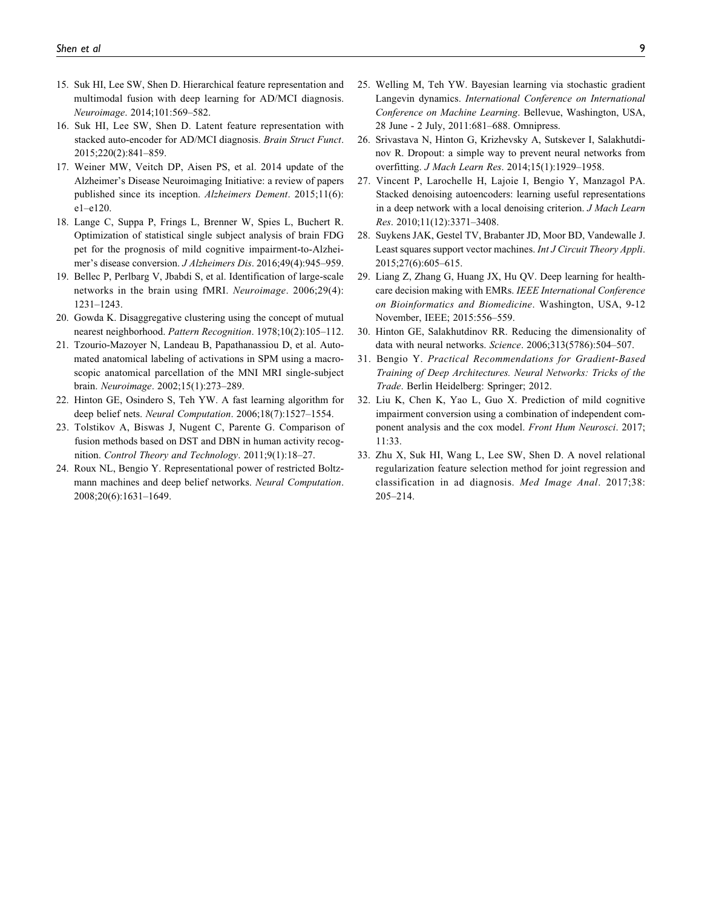15. Suk HI, Lee SW, Shen D. Hierarchical feature representation and multimodal fusion with deep learning for AD/MCI diagnosis. *Neuroimage*. 2014;101:569–582.
16. Suk HI, Lee SW, Shen D. Latent feature representation with stacked auto-encoder for AD/MCI diagnosis. *Brain Struct Funct*. 2015;220(2):841–859.
17. Weiner MW, Veitch DP, Aisen PS, et al. 2014 update of the Alzheimer's Disease Neuroimaging Initiative: a review of papers published since its inception. *Alzheimers Dement*. 2015;11(6): e1–e120.
18. Lange C, Suppa P, Frings L, Brenner W, Spies L, Buchert R. Optimization of statistical single subject analysis of brain FDG pet for the prognosis of mild cognitive impairment-to-Alzheimer's disease conversion. *J Alzheimers Dis*. 2016;49(4):945–959.
19. Bellec P, Perlbarg V, Jbabdi S, et al. Identification of large-scale networks in the brain using fMRI. *Neuroimage*. 2006;29(4): 1231–1243.
20. Gowda K. Disaggregative clustering using the concept of mutual nearest neighborhood. *Pattern Recognition*. 1978;10(2):105–112.
21. Tzourio-Mazoyer N, Landeau B, Papathanassiou D, et al. Automated anatomical labeling of activations in SPM using a macroscopic anatomical parcellation of the MNI MRI single-subject brain. *Neuroimage*. 2002;15(1):273–289.
22. Hinton GE, Osindero S, Teh YW. A fast learning algorithm for deep belief nets. *Neural Computation*. 2006;18(7):1527–1554.
23. Tolstikov A, Biswas J, Nugent C, Parente G. Comparison of fusion methods based on DST and DBN in human activity recognition. *Control Theory and Technology*. 2011;9(1):18–27.
24. Roux NL, Bengio Y. Representational power of restricted Boltzmann machines and deep belief networks. *Neural Computation*. 2008;20(6):1631–1649.
25. Welling M, Teh YW. Bayesian learning via stochastic gradient Langevin dynamics. *International Conference on International Conference on Machine Learning*. Bellevue, Washington, USA, 28 June - 2 July, 2011:681–688. Omnipress.
26. Srivastava N, Hinton G, Krizhevsky A, Sutskever I, Salakhutdinov R. Dropout: a simple way to prevent neural networks from overfitting. *J Mach Learn Res*. 2014;15(1):1929–1958.
27. Vincent P, Larochelle H, Lajoie I, Bengio Y, Manzagol PA. Stacked denoising autoencoders: learning useful representations in a deep network with a local denoising criterion. *J Mach Learn Res*. 2010;11(12):3371–3408.
28. Suykens JAK, Gestel TV, Brabanter JD, Moor BD, Vandewalle J. Least squares support vector machines. *Int J Circuit Theory Appli*. 2015;27(6):605–615.
29. Liang Z, Zhang G, Huang JX, Hu QV. Deep learning for healthcare decision making with EMRs. *IEEE International Conference on Bioinformatics and Biomedicine*. Washington, USA, 9-12 November, IEEE; 2015:556–559.
30. Hinton GE, Salakhutdinov RR. Reducing the dimensionality of data with neural networks. *Science*. 2006;313(5786):504–507.
31. Bengio Y. *Practical Recommendations for Gradient-Based Training of Deep Architectures. Neural Networks: Tricks of the Trade*. Berlin Heidelberg: Springer; 2012.
32. Liu K, Chen K, Yao L, Guo X. Prediction of mild cognitive impairment conversion using a combination of independent component analysis and the cox model. *Front Hum Neurosci*. 2017; 11:33.
33. Zhu X, Suk HI, Wang L, Lee SW, Shen D. A novel relational regularization feature selection method for joint regression and classification in ad diagnosis. *Med Image Anal*. 2017;38: 205–214.